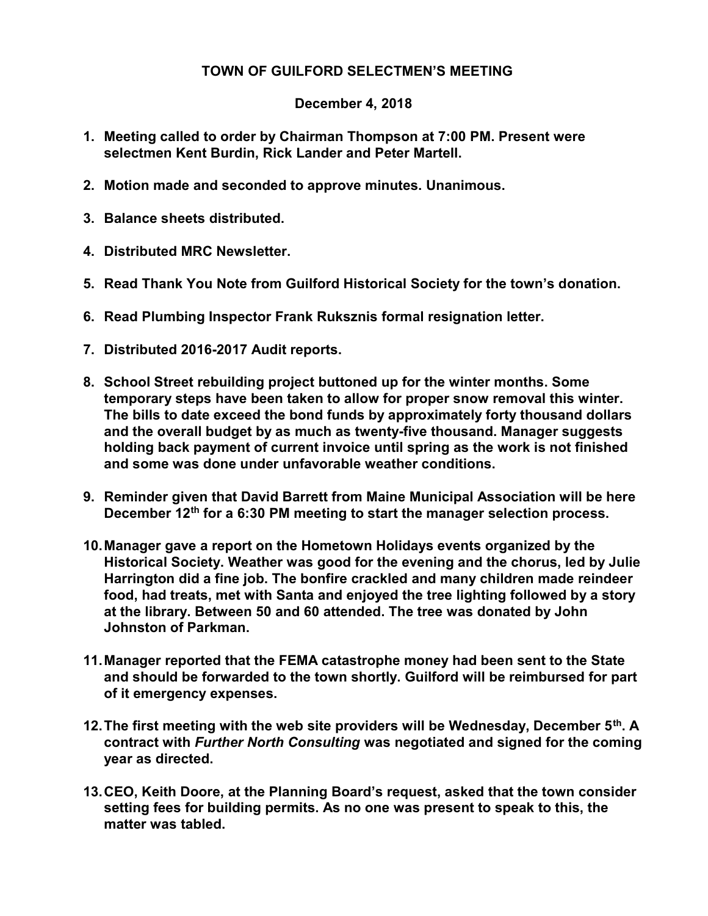# TOWN OF GUILFORD SELECTMEN'S MEETING

## December 4, 2018

1. **Meeting called to order by Chairman Thompson at 7:00 PM. Present were selectmen Kent Burdin, Rick Lander and Peter Martell.**

2. **Motion made and seconded to approve minutes. Unanimous.**

3. **Balance sheets distributed.**

4. **Distributed MRC Newsletter.**

5. **Read Thank You Note from Guilford Historical Society for the town's donation.**

6. **Read Plumbing Inspector Frank Ruksznis formal resignation letter.**

7. **Distributed 2016-2017 Audit reports.**

8. **School Street rebuilding project buttoned up for the winter months. Some temporary steps have been taken to allow for proper snow removal this winter. The bills to date exceed the bond funds by approximately forty thousand dollars and the overall budget by as much as twenty-five thousand. Manager suggests holding back payment of current invoice until spring as the work is not finished and some was done under unfavorable weather conditions.**

9. **Reminder given that David Barrett from Maine Municipal Association will be here December 12th for a 6:30 PM meeting to start the manager selection process.**

10. **Manager gave a report on the Hometown Holidays events organized by the Historical Society. Weather was good for the evening and the chorus, led by Julie Harrington did a fine job. The bonfire crackled and many children made reindeer food, had treats, met with Santa and enjoyed the tree lighting followed by a story at the library. Between 50 and 60 attended. The tree was donated by John Johnston of Parkman.**

11. **Manager reported that the FEMA catastrophe money had been sent to the State and should be forwarded to the town shortly. Guilford will be reimbursed for part of it emergency expenses.**

12. **The first meeting with the web site providers will be Wednesday, December 5th. A contract with *Further North Consulting* was negotiated and signed for the coming year as directed.**

13. **CEO, Keith Doore, at the Planning Board's request, asked that the town consider setting fees for building permits. As no one was present to speak to this, the matter was tabled.**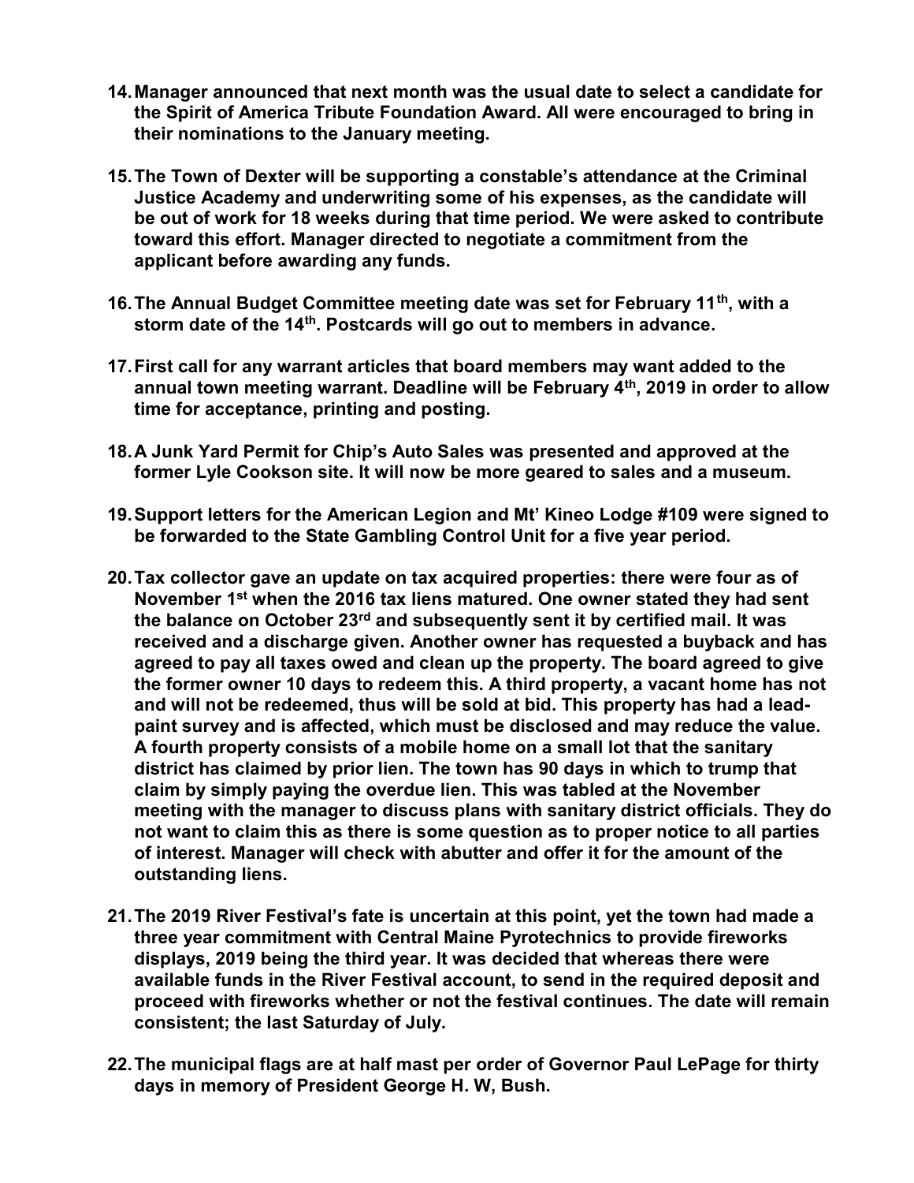14. **Manager announced that next month was the usual date to select a candidate for the Spirit of America Tribute Foundation Award. All were encouraged to bring in their nominations to the January meeting.**

15. **The Town of Dexter will be supporting a constable's attendance at the Criminal Justice Academy and underwriting some of his expenses, as the candidate will be out of work for 18 weeks during that time period. We were asked to contribute toward this effort. Manager directed to negotiate a commitment from the applicant before awarding any funds.**

16. **The Annual Budget Committee meeting date was set for February 11th, with a storm date of the 14th. Postcards will go out to members in advance.**

17. **First call for any warrant articles that board members may want added to the annual town meeting warrant. Deadline will be February 4th, 2019 in order to allow time for acceptance, printing and posting.**

18. **A Junk Yard Permit for Chip's Auto Sales was presented and approved at the former Lyle Cookson site. It will now be more geared to sales and a museum.**

19. **Support letters for the American Legion and Mt' Kineo Lodge #109 were signed to be forwarded to the State Gambling Control Unit for a five year period.**

20. **Tax collector gave an update on tax acquired properties: there were four as of November 1st when the 2016 tax liens matured. One owner stated they had sent the balance on October 23rd and subsequently sent it by certified mail. It was received and a discharge given. Another owner has requested a buyback and has agreed to pay all taxes owed and clean up the property. The board agreed to give the former owner 10 days to redeem this. A third property, a vacant home has not and will not be redeemed, thus will be sold at bid. This property has had a lead-paint survey and is affected, which must be disclosed and may reduce the value. A fourth property consists of a mobile home on a small lot that the sanitary district has claimed by prior lien. The town has 90 days in which to trump that claim by simply paying the overdue lien. This was tabled at the November meeting with the manager to discuss plans with sanitary district officials. They do not want to claim this as there is some question as to proper notice to all parties of interest. Manager will check with abutter and offer it for the amount of the outstanding liens.**

21. **The 2019 River Festival's fate is uncertain at this point, yet the town had made a three year commitment with Central Maine Pyrotechnics to provide fireworks displays, 2019 being the third year. It was decided that whereas there were available funds in the River Festival account, to send in the required deposit and proceed with fireworks whether or not the festival continues. The date will remain consistent; the last Saturday of July.**

22. **The municipal flags are at half mast per order of Governor Paul LePage for thirty days in memory of President George H. W, Bush.**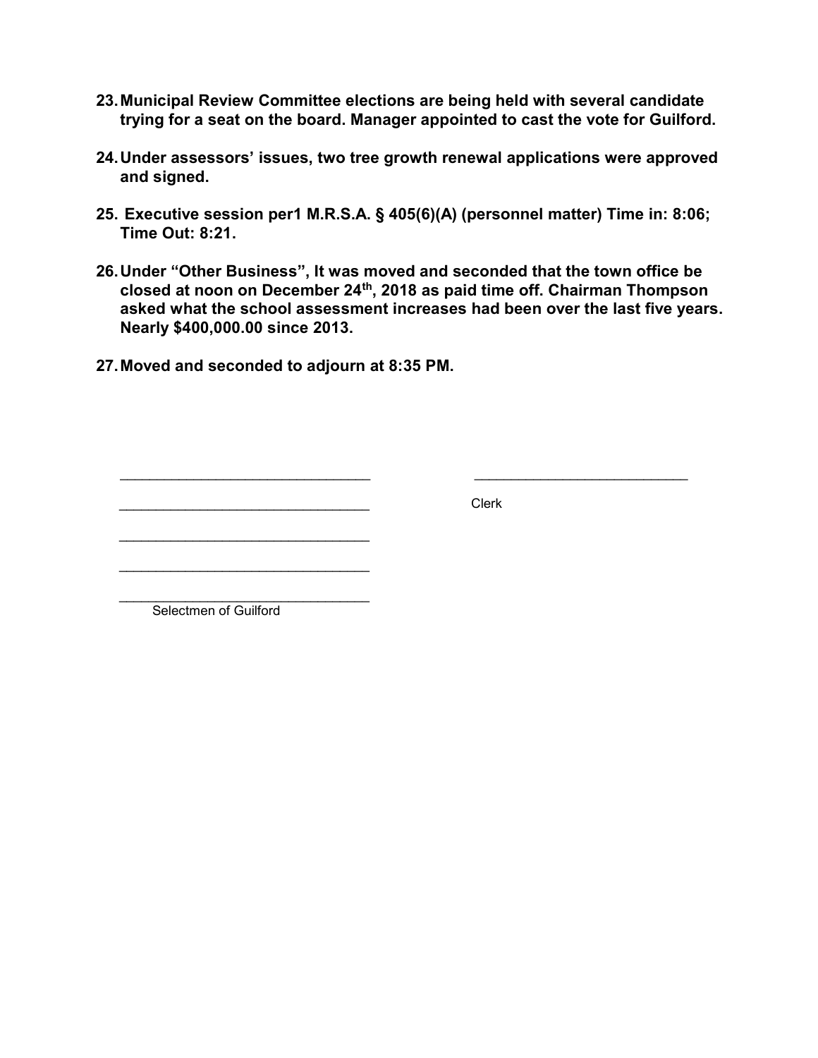23. **Municipal Review Committee elections are being held with several candidate trying for a seat on the board. Manager appointed to cast the vote for Guilford.**

24. **Under assessors' issues, two tree growth renewal applications were approved and signed.**

25. **Executive session per1 M.R.S.A. § 405(6)(A) (personnel matter) Time in: 8:06; Time Out: 8:21.**

26. **Under "Other Business", It was moved and seconded that the town office be closed at noon on December 24th, 2018 as paid time off. Chairman Thompson asked what the school assessment increases had been over the last five years. Nearly $400,000.00 since 2013.**

27. **Moved and seconded to adjourn at 8:35 PM.**

\_\_\_\_\_\_\_\_\_\_\_\_\_\_\_\_\_\_\_\_\_\_\_\_\_\_\_\_\_\_\_\_ \_\_\_\_\_\_\_\_\_\_\_\_\_\_\_\_\_\_\_\_\_\_\_\_\_\_\_\_

\_\_\_\_\_\_\_\_\_\_\_\_\_\_\_\_\_\_\_\_\_\_\_\_\_\_\_\_\_\_\_\_ Clerk

\_\_\_\_\_\_\_\_\_\_\_\_\_\_\_\_\_\_\_\_\_\_\_\_\_\_\_\_\_\_\_\_

\_\_\_\_\_\_\_\_\_\_\_\_\_\_\_\_\_\_\_\_\_\_\_\_\_\_\_\_\_\_\_\_

\_\_\_\_\_\_\_\_\_\_\_\_\_\_\_\_\_\_\_\_\_\_\_\_\_\_\_\_\_\_\_\_

Selectmen of Guilford